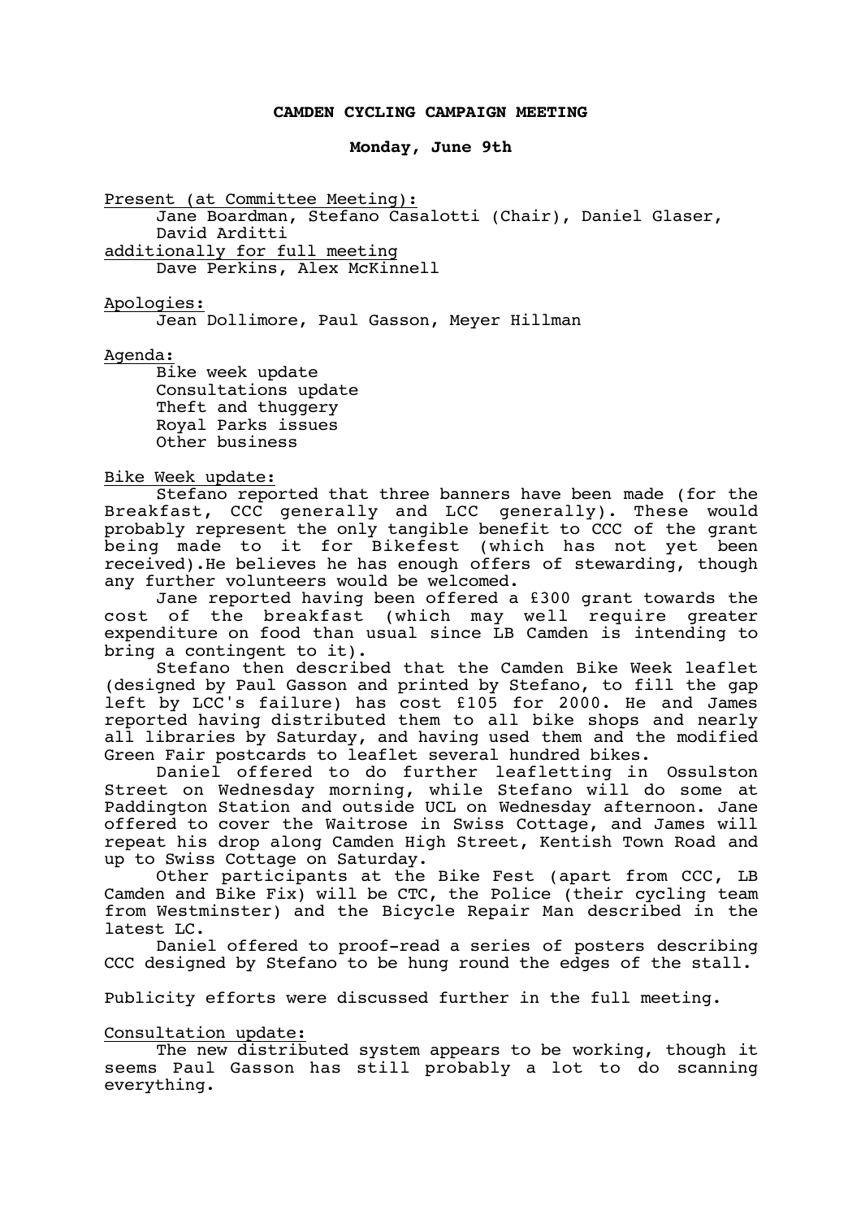# CAMDEN CYCLING CAMPAIGN MEETING

**Monday, June 9th**

Present (at Committee Meeting):
Jane Boardman, Stefano Casalotti (Chair), Daniel Glaser, David Arditti

additionally for full meeting
Dave Perkins, Alex McKinnell

Apologies:
Jean Dollimore, Paul Gasson, Meyer Hillman

Agenda:
- Bike week update
- Consultations update
- Theft and thuggery
- Royal Parks issues
- Other business

Bike Week update:

Stefano reported that three banners have been made (for the Breakfast, CCC generally and LCC generally). These would probably represent the only tangible benefit to CCC of the grant being made to it for Bikefest (which has not yet been received).He believes he has enough offers of stewarding, though any further volunteers would be welcomed.

Jane reported having been offered a £300 grant towards the cost of the breakfast (which may well require greater expenditure on food than usual since LB Camden is intending to bring a contingent to it).

Stefano then described that the Camden Bike Week leaflet (designed by Paul Gasson and printed by Stefano, to fill the gap left by LCC's failure) has cost £105 for 2000. He and James reported having distributed them to all bike shops and nearly all libraries by Saturday, and having used them and the modified Green Fair postcards to leaflet several hundred bikes.

Daniel offered to do further leafletting in Ossulston Street on Wednesday morning, while Stefano will do some at Paddington Station and outside UCL on Wednesday afternoon. Jane offered to cover the Waitrose in Swiss Cottage, and James will repeat his drop along Camden High Street, Kentish Town Road and up to Swiss Cottage on Saturday.

Other participants at the Bike Fest (apart from CCC, LB Camden and Bike Fix) will be CTC, the Police (their cycling team from Westminster) and the Bicycle Repair Man described in the latest LC.

Daniel offered to proof-read a series of posters describing CCC designed by Stefano to be hung round the edges of the stall.

Publicity efforts were discussed further in the full meeting.

Consultation update:

The new distributed system appears to be working, though it seems Paul Gasson has still probably a lot to do scanning everything.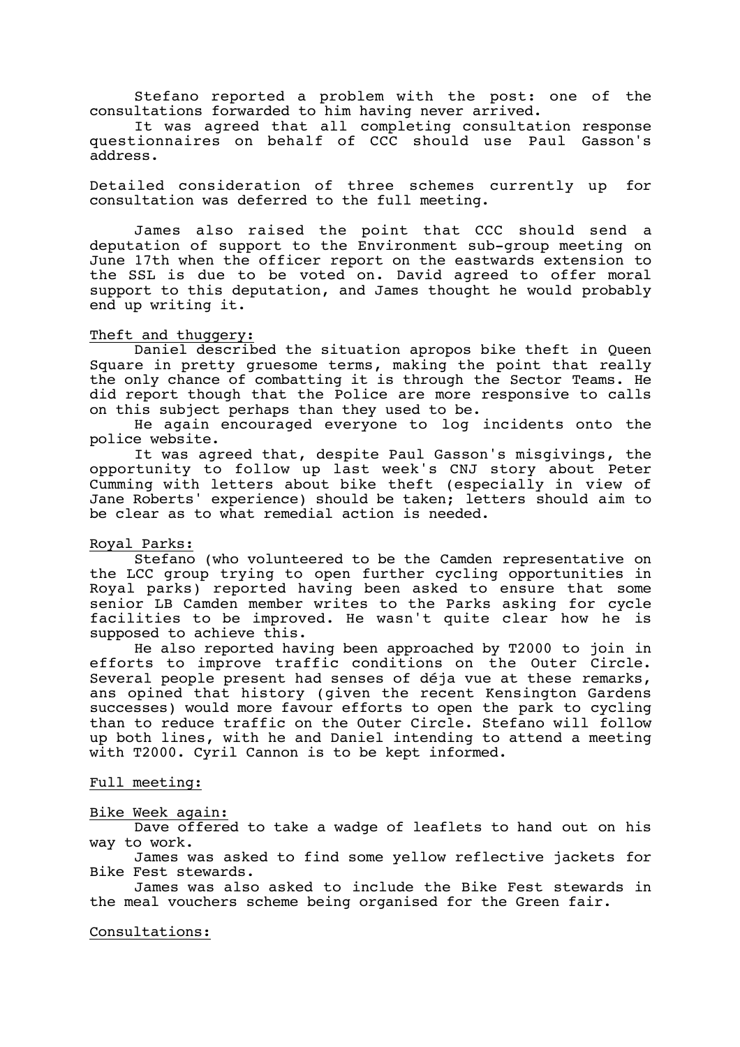Stefano reported a problem with the post: one of the consultations forwarded to him having never arrived.

It was agreed that all completing consultation response questionnaires on behalf of CCC should use Paul Gasson's address.

Detailed consideration of three schemes currently up for consultation was deferred to the full meeting.

James also raised the point that CCC should send a deputation of support to the Environment sub-group meeting on June 17th when the officer report on the eastwards extension to the SSL is due to be voted on. David agreed to offer moral support to this deputation, and James thought he would probably end up writing it.

<u>Theft and thuggery:</u>

Daniel described the situation apropos bike theft in Queen Square in pretty gruesome terms, making the point that really the only chance of combatting it is through the Sector Teams. He did report though that the Police are more responsive to calls on this subject perhaps than they used to be.

He again encouraged everyone to log incidents onto the police website.

It was agreed that, despite Paul Gasson's misgivings, the opportunity to follow up last week's CNJ story about Peter Cumming with letters about bike theft (especially in view of Jane Roberts' experience) should be taken; letters should aim to be clear as to what remedial action is needed.

<u>Royal Parks:</u>

Stefano (who volunteered to be the Camden representative on the LCC group trying to open further cycling opportunities in Royal parks) reported having been asked to ensure that some senior LB Camden member writes to the Parks asking for cycle facilities to be improved. He wasn't quite clear how he is supposed to achieve this.

He also reported having been approached by T2000 to join in efforts to improve traffic conditions on the Outer Circle. Several people present had senses of déja vue at these remarks, ans opined that history (given the recent Kensington Gardens successes) would more favour efforts to open the park to cycling than to reduce traffic on the Outer Circle. Stefano will follow up both lines, with he and Daniel intending to attend a meeting with T2000. Cyril Cannon is to be kept informed.

<u>Full meeting:</u>

<u>Bike Week again:</u>

Dave offered to take a wadge of leaflets to hand out on his way to work.

James was asked to find some yellow reflective jackets for Bike Fest stewards.

James was also asked to include the Bike Fest stewards in the meal vouchers scheme being organised for the Green fair.

<u>Consultations:</u>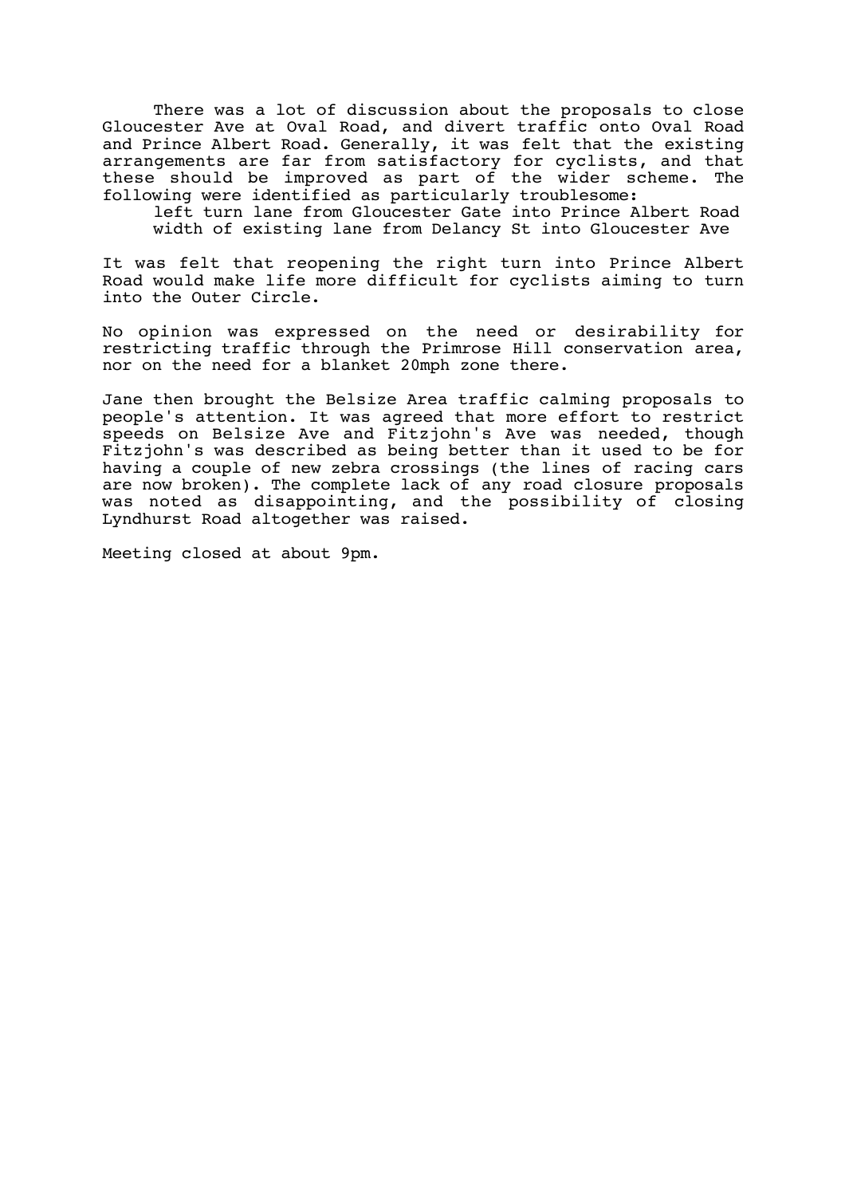There was a lot of discussion about the proposals to close Gloucester Ave at Oval Road, and divert traffic onto Oval Road and Prince Albert Road. Generally, it was felt that the existing arrangements are far from satisfactory for cyclists, and that these should be improved as part of the wider scheme. The following were identified as particularly troublesome:

- left turn lane from Gloucester Gate into Prince Albert Road
- width of existing lane from Delancy St into Gloucester Ave

It was felt that reopening the right turn into Prince Albert Road would make life more difficult for cyclists aiming to turn into the Outer Circle.

No opinion was expressed on the need or desirability for restricting traffic through the Primrose Hill conservation area, nor on the need for a blanket 20mph zone there.

Jane then brought the Belsize Area traffic calming proposals to people's attention. It was agreed that more effort to restrict speeds on Belsize Ave and Fitzjohn's Ave was needed, though Fitzjohn's was described as being better than it used to be for having a couple of new zebra crossings (the lines of racing cars are now broken). The complete lack of any road closure proposals was noted as disappointing, and the possibility of closing Lyndhurst Road altogether was raised.

Meeting closed at about 9pm.